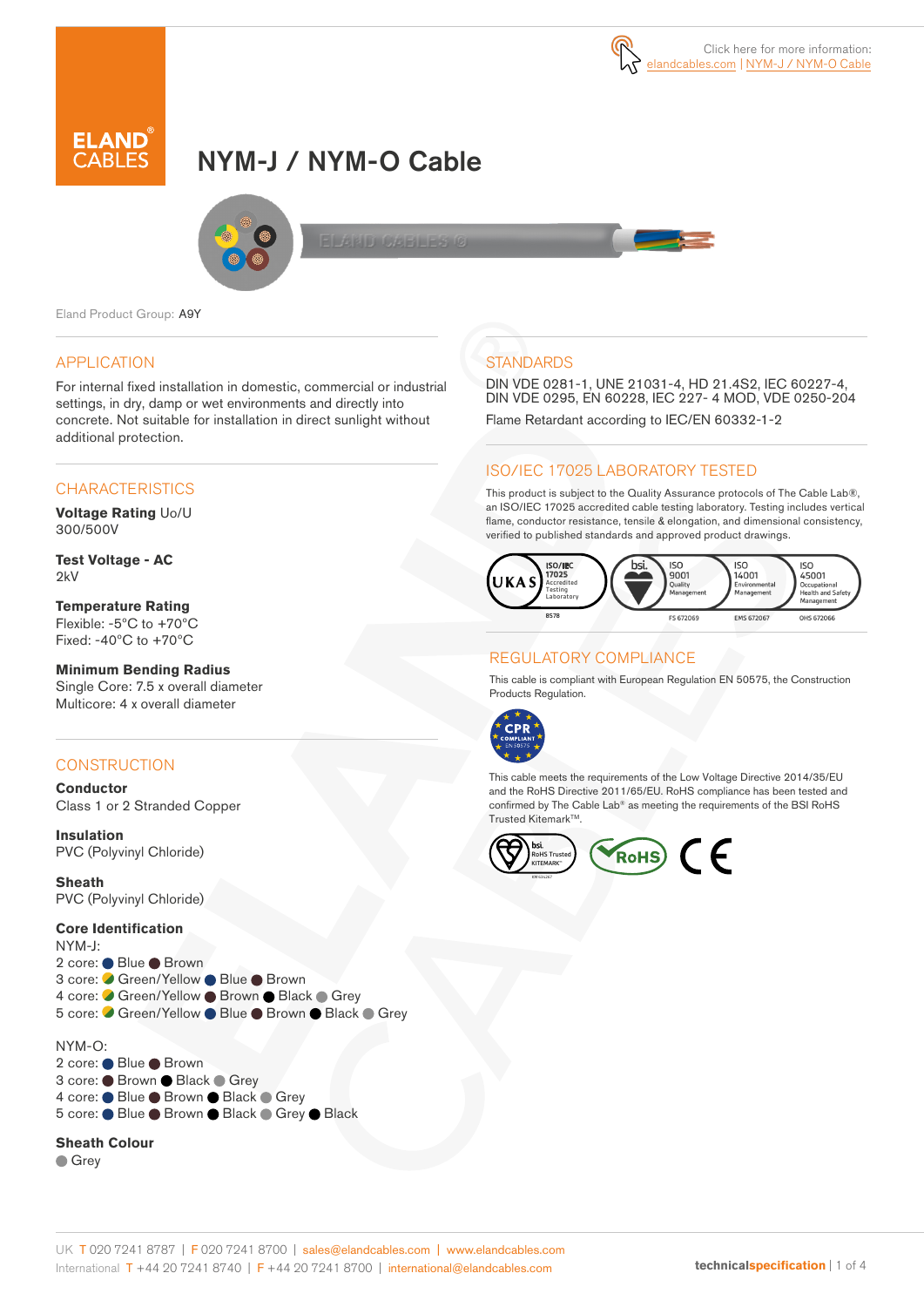Click here for more information: elandcables.com | NYM-J / NYM-O Cable

# NYM-J / NYM-O Cable

Eland Product Group: A9Y

## APPLICATION

For internal fixed installation in domestic, commercial or industrial settings, in dry, damp or wet environments and directly into concrete. Not suitable for installation in direct sunlight without additional protection.

## CHARACTERISTICS

**Voltage Rating** Uo/U
300/500V

**Test Voltage - AC**
2kV

**Temperature Rating**
Flexible: -5°C to +70°C
Fixed: -40°C to +70°C

**Minimum Bending Radius**
Single Core: 7.5 x overall diameter
Multicore: 4 x overall diameter

## CONSTRUCTION

**Conductor**
Class 1 or 2 Stranded Copper

**Insulation**
PVC (Polyvinyl Chloride)

**Sheath**
PVC (Polyvinyl Chloride)

**Core Identification**
NYM-J:
2 core: Blue, Brown
3 core: Green/Yellow, Blue, Brown
4 core: Green/Yellow, Brown, Black, Grey
5 core: Green/Yellow, Blue, Brown, Black, Grey

NYM-O:
2 core: Blue, Brown
3 core: Brown, Black, Grey
4 core: Blue, Brown, Black, Grey
5 core: Blue, Brown, Black, Grey, Black

**Sheath Colour**
Grey

## STANDARDS

DIN VDE 0281-1, UNE 21031-4, HD 21.4S2, IEC 60227-4, DIN VDE 0295, EN 60228, IEC 227- 4 MOD, VDE 0250-204

Flame Retardant according to IEC/EN 60332-1-2

## ISO/IEC 17025 LABORATORY TESTED

This product is subject to the Quality Assurance protocols of The Cable Lab®, an ISO/IEC 17025 accredited cable testing laboratory. Testing includes vertical flame, conductor resistance, tensile & elongation, and dimensional consistency, verified to published standards and approved product drawings.

UKAS ISO/IEC 17025 Accredited Testing Laboratory 8578 | bsi. ISO 9001 Quality Management FS 672069 | ISO 14001 Environmental Management EMS 672067 | ISO 45001 Occupational Health and Safety Management OHS 672066

## REGULATORY COMPLIANCE

This cable is compliant with European Regulation EN 50575, the Construction Products Regulation.

CPR COMPLIANT EN 50575

This cable meets the requirements of the Low Voltage Directive 2014/35/EU and the RoHS Directive 2011/65/EU. RoHS compliance has been tested and confirmed by The Cable Lab® as meeting the requirements of the BSI RoHS Trusted Kitemark™.

bsi. RoHS Trusted KITEMARK™ | RoHS | CE

UK T 020 7241 8787 | F 020 7241 8700 | sales@elandcables.com | www.elandcables.com
International T +44 20 7241 8740 | F +44 20 7241 8700 | international@elandcables.com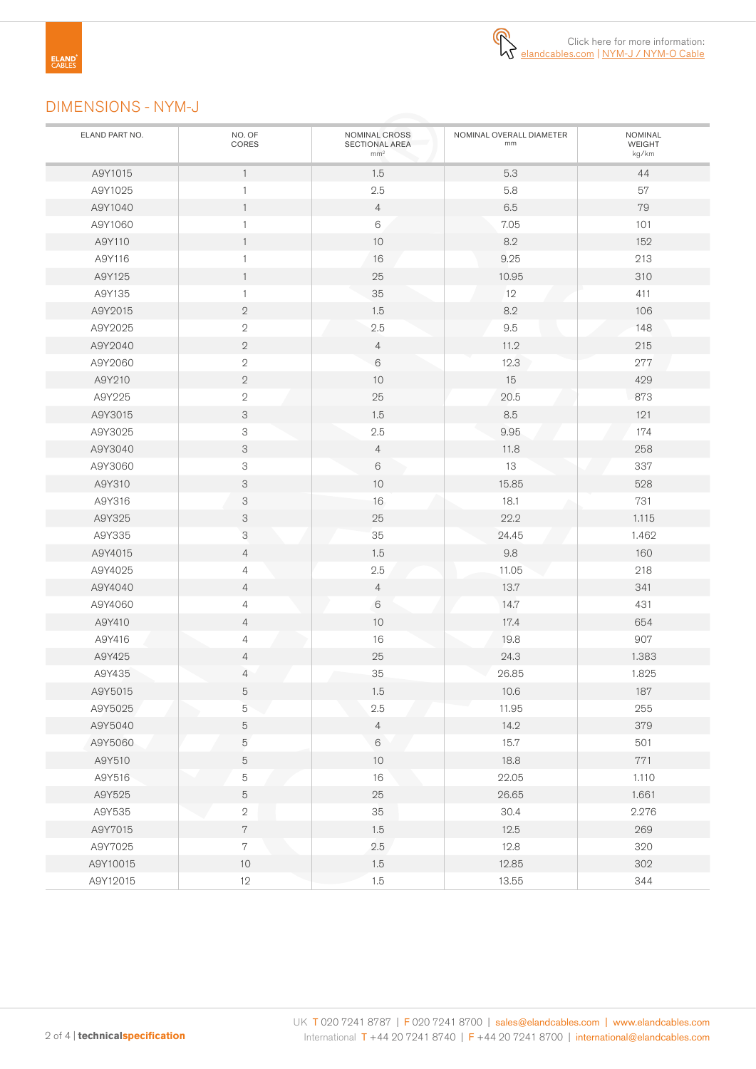## DIMENSIONS - NYM-J

| ELAND PART NO. | NO. OF CORES | NOMINAL CROSS SECTIONAL AREA mm² | NOMINAL OVERALL DIAMETER mm | NOMINAL WEIGHT kg/km |
|---|---|---|---|---|
| A9Y1015 | 1 | 1.5 | 5.3 | 44 |
| A9Y1025 | 1 | 2.5 | 5.8 | 57 |
| A9Y1040 | 1 | 4 | 6.5 | 79 |
| A9Y1060 | 1 | 6 | 7.05 | 101 |
| A9Y110 | 1 | 10 | 8.2 | 152 |
| A9Y116 | 1 | 16 | 9.25 | 213 |
| A9Y125 | 1 | 25 | 10.95 | 310 |
| A9Y135 | 1 | 35 | 12 | 411 |
| A9Y2015 | 2 | 1.5 | 8.2 | 106 |
| A9Y2025 | 2 | 2.5 | 9.5 | 148 |
| A9Y2040 | 2 | 4 | 11.2 | 215 |
| A9Y2060 | 2 | 6 | 12.3 | 277 |
| A9Y210 | 2 | 10 | 15 | 429 |
| A9Y225 | 2 | 25 | 20.5 | 873 |
| A9Y3015 | 3 | 1.5 | 8.5 | 121 |
| A9Y3025 | 3 | 2.5 | 9.95 | 174 |
| A9Y3040 | 3 | 4 | 11.8 | 258 |
| A9Y3060 | 3 | 6 | 13 | 337 |
| A9Y310 | 3 | 10 | 15.85 | 528 |
| A9Y316 | 3 | 16 | 18.1 | 731 |
| A9Y325 | 3 | 25 | 22.2 | 1.115 |
| A9Y335 | 3 | 35 | 24.45 | 1.462 |
| A9Y4015 | 4 | 1.5 | 9.8 | 160 |
| A9Y4025 | 4 | 2.5 | 11.05 | 218 |
| A9Y4040 | 4 | 4 | 13.7 | 341 |
| A9Y4060 | 4 | 6 | 14.7 | 431 |
| A9Y410 | 4 | 10 | 17.4 | 654 |
| A9Y416 | 4 | 16 | 19.8 | 907 |
| A9Y425 | 4 | 25 | 24.3 | 1.383 |
| A9Y435 | 4 | 35 | 26.85 | 1.825 |
| A9Y5015 | 5 | 1.5 | 10.6 | 187 |
| A9Y5025 | 5 | 2.5 | 11.95 | 255 |
| A9Y5040 | 5 | 4 | 14.2 | 379 |
| A9Y5060 | 5 | 6 | 15.7 | 501 |
| A9Y510 | 5 | 10 | 18.8 | 771 |
| A9Y516 | 5 | 16 | 22.05 | 1.110 |
| A9Y525 | 5 | 25 | 26.65 | 1.661 |
| A9Y535 | 2 | 35 | 30.4 | 2.276 |
| A9Y7015 | 7 | 1.5 | 12.5 | 269 |
| A9Y7025 | 7 | 2.5 | 12.8 | 320 |
| A9Y10015 | 10 | 1.5 | 12.85 | 302 |
| A9Y12015 | 12 | 1.5 | 13.55 | 344 |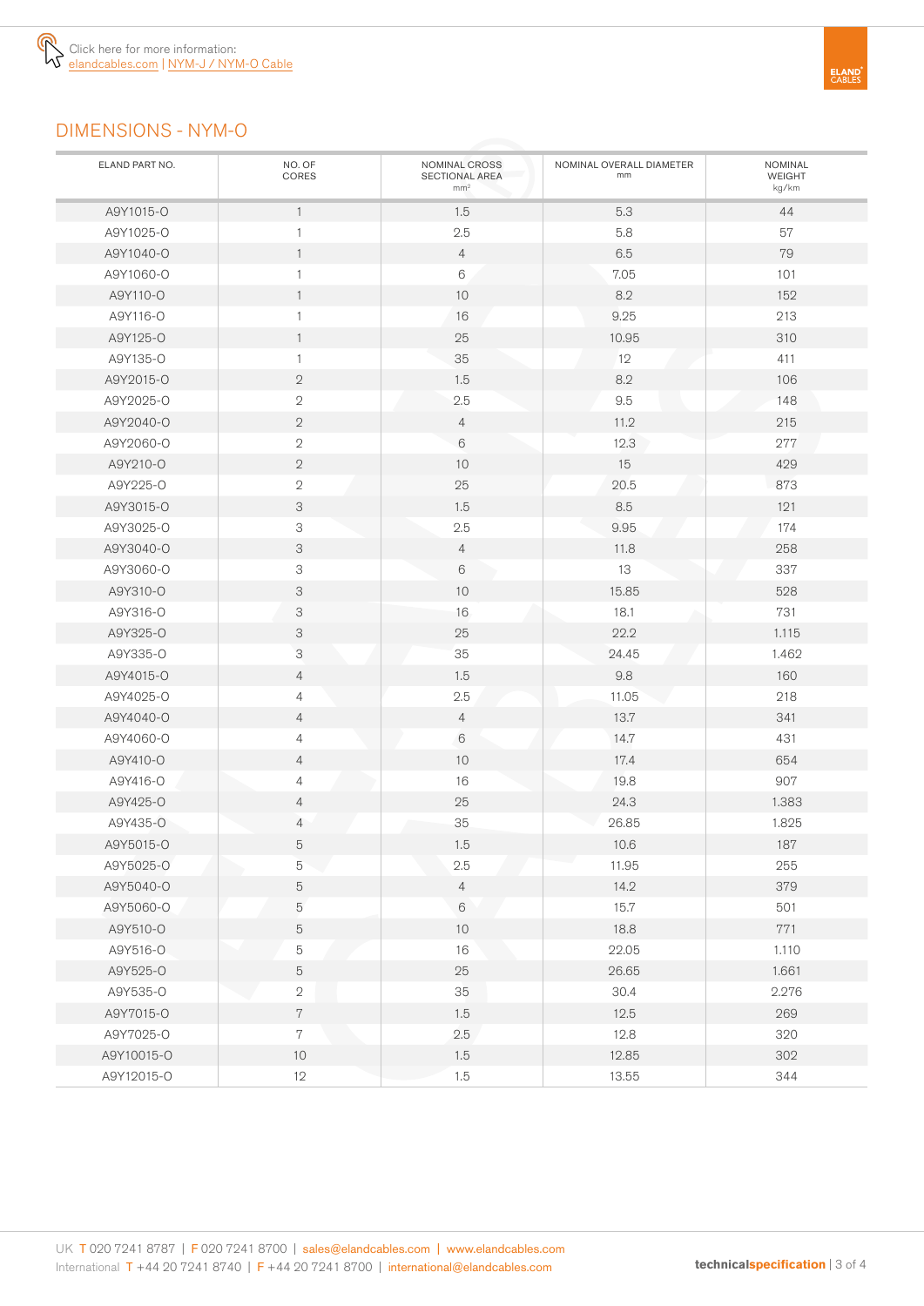Click here for more information: elandcables.com | NYM-J / NYM-O Cable

## DIMENSIONS - NYM-O

| ELAND PART NO. | NO. OF CORES | NOMINAL CROSS SECTIONAL AREA $mm^2$ | NOMINAL OVERALL DIAMETER mm | NOMINAL WEIGHT kg/km |
|---|---|---|---|---|
| A9Y1015-O | 1 | 1.5 | 5.3 | 44 |
| A9Y1025-O | 1 | 2.5 | 5.8 | 57 |
| A9Y1040-O | 1 | 4 | 6.5 | 79 |
| A9Y1060-O | 1 | 6 | 7.05 | 101 |
| A9Y110-O | 1 | 10 | 8.2 | 152 |
| A9Y116-O | 1 | 16 | 9.25 | 213 |
| A9Y125-O | 1 | 25 | 10.95 | 310 |
| A9Y135-O | 1 | 35 | 12 | 411 |
| A9Y2015-O | 2 | 1.5 | 8.2 | 106 |
| A9Y2025-O | 2 | 2.5 | 9.5 | 148 |
| A9Y2040-O | 2 | 4 | 11.2 | 215 |
| A9Y2060-O | 2 | 6 | 12.3 | 277 |
| A9Y210-O | 2 | 10 | 15 | 429 |
| A9Y225-O | 2 | 25 | 20.5 | 873 |
| A9Y3015-O | 3 | 1.5 | 8.5 | 121 |
| A9Y3025-O | 3 | 2.5 | 9.95 | 174 |
| A9Y3040-O | 3 | 4 | 11.8 | 258 |
| A9Y3060-O | 3 | 6 | 13 | 337 |
| A9Y310-O | 3 | 10 | 15.85 | 528 |
| A9Y316-O | 3 | 16 | 18.1 | 731 |
| A9Y325-O | 3 | 25 | 22.2 | 1.115 |
| A9Y335-O | 3 | 35 | 24.45 | 1.462 |
| A9Y4015-O | 4 | 1.5 | 9.8 | 160 |
| A9Y4025-O | 4 | 2.5 | 11.05 | 218 |
| A9Y4040-O | 4 | 4 | 13.7 | 341 |
| A9Y4060-O | 4 | 6 | 14.7 | 431 |
| A9Y410-O | 4 | 10 | 17.4 | 654 |
| A9Y416-O | 4 | 16 | 19.8 | 907 |
| A9Y425-O | 4 | 25 | 24.3 | 1.383 |
| A9Y435-O | 4 | 35 | 26.85 | 1.825 |
| A9Y5015-O | 5 | 1.5 | 10.6 | 187 |
| A9Y5025-O | 5 | 2.5 | 11.95 | 255 |
| A9Y5040-O | 5 | 4 | 14.2 | 379 |
| A9Y5060-O | 5 | 6 | 15.7 | 501 |
| A9Y510-O | 5 | 10 | 18.8 | 771 |
| A9Y516-O | 5 | 16 | 22.05 | 1.110 |
| A9Y525-O | 5 | 25 | 26.65 | 1.661 |
| A9Y535-O | 2 | 35 | 30.4 | 2.276 |
| A9Y7015-O | 7 | 1.5 | 12.5 | 269 |
| A9Y7025-O | 7 | 2.5 | 12.8 | 320 |
| A9Y10015-O | 10 | 1.5 | 12.85 | 302 |
| A9Y12015-O | 12 | 1.5 | 13.55 | 344 |

UK T 020 7241 8787 | F 020 7241 8700 | sales@elandcables.com | www.elandcables.com
International T +44 20 7241 8740 | F +44 20 7241 8700 | international@elandcables.com

technicalspecification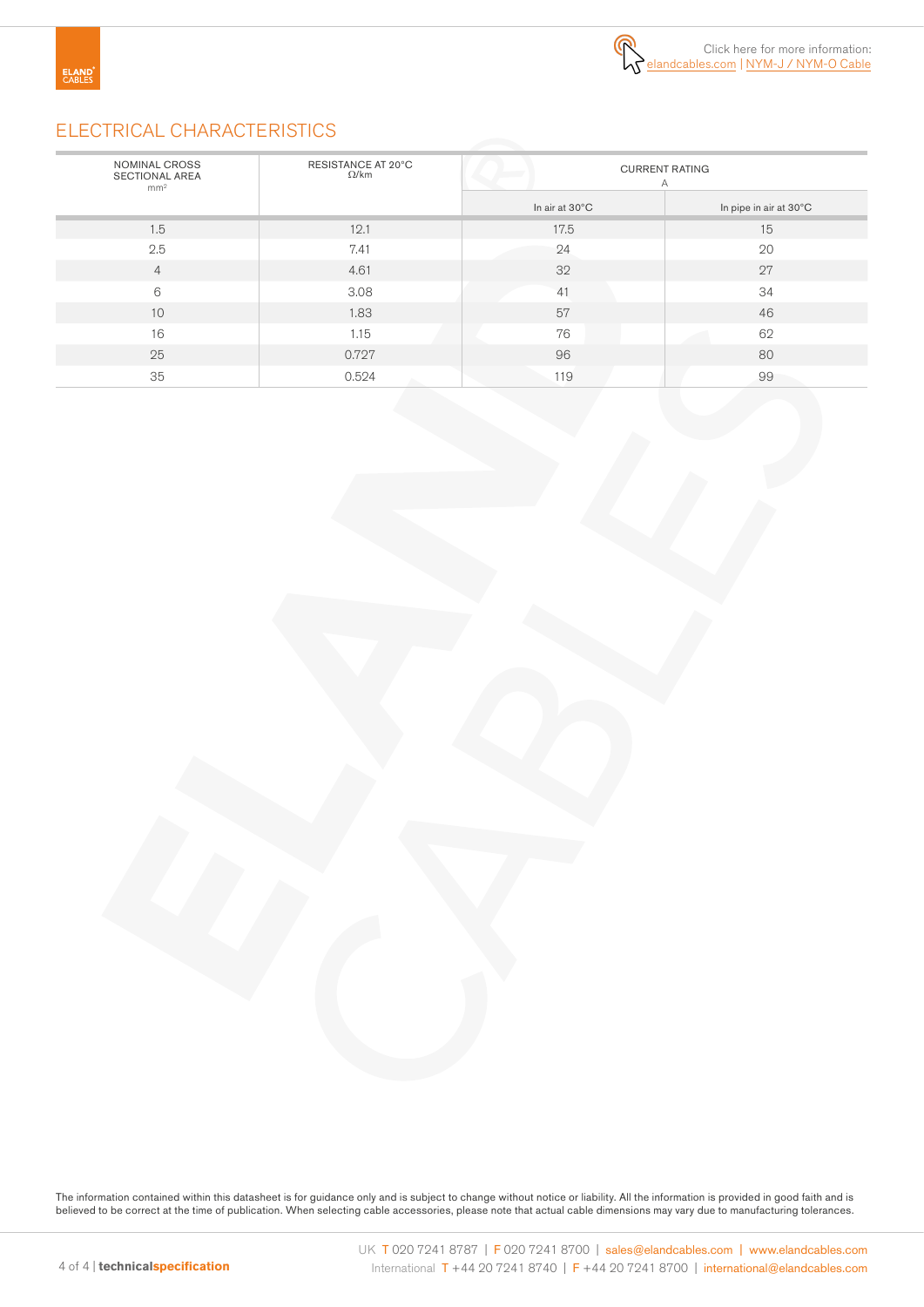Click here for more information: elandcables.com | NYM-J / NYM-O Cable

## ELECTRICAL CHARACTERISTICS

| NOMINAL CROSS SECTIONAL AREA mm² | RESISTANCE AT 20°C Ω/km | CURRENT RATING A | |
|---|---|---|---|
| | | In air at 30°C | In pipe in air at 30°C |
| 1.5 | 12.1 | 17.5 | 15 |
| 2.5 | 7.41 | 24 | 20 |
| 4 | 4.61 | 32 | 27 |
| 6 | 3.08 | 41 | 34 |
| 10 | 1.83 | 57 | 46 |
| 16 | 1.15 | 76 | 62 |
| 25 | 0.727 | 96 | 80 |
| 35 | 0.524 | 119 | 99 |

The information contained within this datasheet is for guidance only and is subject to change without notice or liability. All the information is provided in good faith and is believed to be correct at the time of publication. When selecting cable accessories, please note that actual cable dimensions may vary due to manufacturing tolerances.

UK T 020 7241 8787 | F 020 7241 8700 | sales@elandcables.com | www.elandcables.com
International T +44 20 7241 8740 | F +44 20 7241 8700 | international@elandcables.com